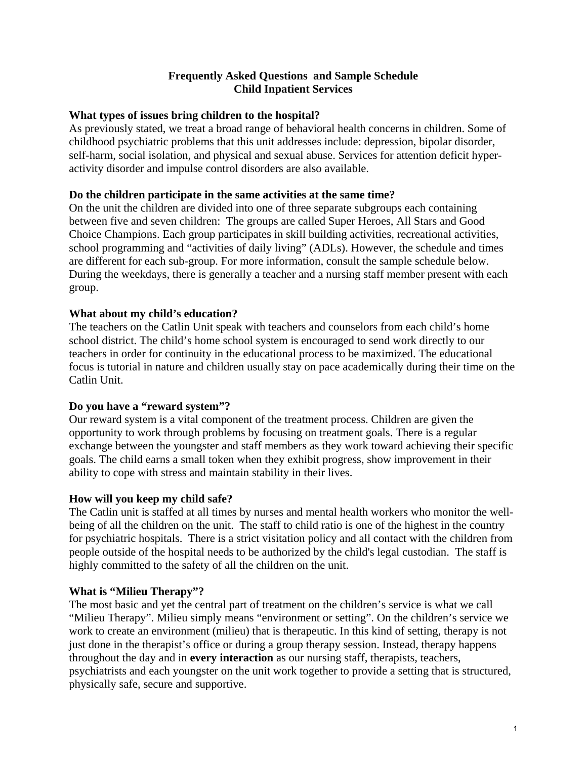# Frequently Asked Questions and Sample Schedule
# Child Inpatient Services

**What types of issues bring children to the hospital?**
As previously stated, we treat a broad range of behavioral health concerns in children. Some of childhood psychiatric problems that this unit addresses include: depression, bipolar disorder, self-harm, social isolation, and physical and sexual abuse. Services for attention deficit hyper-activity disorder and impulse control disorders are also available.

**Do the children participate in the same activities at the same time?**
On the unit the children are divided into one of three separate subgroups each containing between five and seven children: The groups are called Super Heroes, All Stars and Good Choice Champions. Each group participates in skill building activities, recreational activities, school programming and "activities of daily living" (ADLs). However, the schedule and times are different for each sub-group. For more information, consult the sample schedule below. During the weekdays, there is generally a teacher and a nursing staff member present with each group.

**What about my child's education?**
The teachers on the Catlin Unit speak with teachers and counselors from each child's home school district. The child's home school system is encouraged to send work directly to our teachers in order for continuity in the educational process to be maximized. The educational focus is tutorial in nature and children usually stay on pace academically during their time on the Catlin Unit.

**Do you have a "reward system"?**
Our reward system is a vital component of the treatment process. Children are given the opportunity to work through problems by focusing on treatment goals. There is a regular exchange between the youngster and staff members as they work toward achieving their specific goals. The child earns a small token when they exhibit progress, show improvement in their ability to cope with stress and maintain stability in their lives.

**How will you keep my child safe?**
The Catlin unit is staffed at all times by nurses and mental health workers who monitor the well-being of all the children on the unit. The staff to child ratio is one of the highest in the country for psychiatric hospitals. There is a strict visitation policy and all contact with the children from people outside of the hospital needs to be authorized by the child's legal custodian. The staff is highly committed to the safety of all the children on the unit.

**What is "Milieu Therapy"?**
The most basic and yet the central part of treatment on the children's service is what we call "Milieu Therapy". Milieu simply means "environment or setting". On the children's service we work to create an environment (milieu) that is therapeutic. In this kind of setting, therapy is not just done in the therapist's office or during a group therapy session. Instead, therapy happens throughout the day and in **every interaction** as our nursing staff, therapists, teachers, psychiatrists and each youngster on the unit work together to provide a setting that is structured, physically safe, secure and supportive.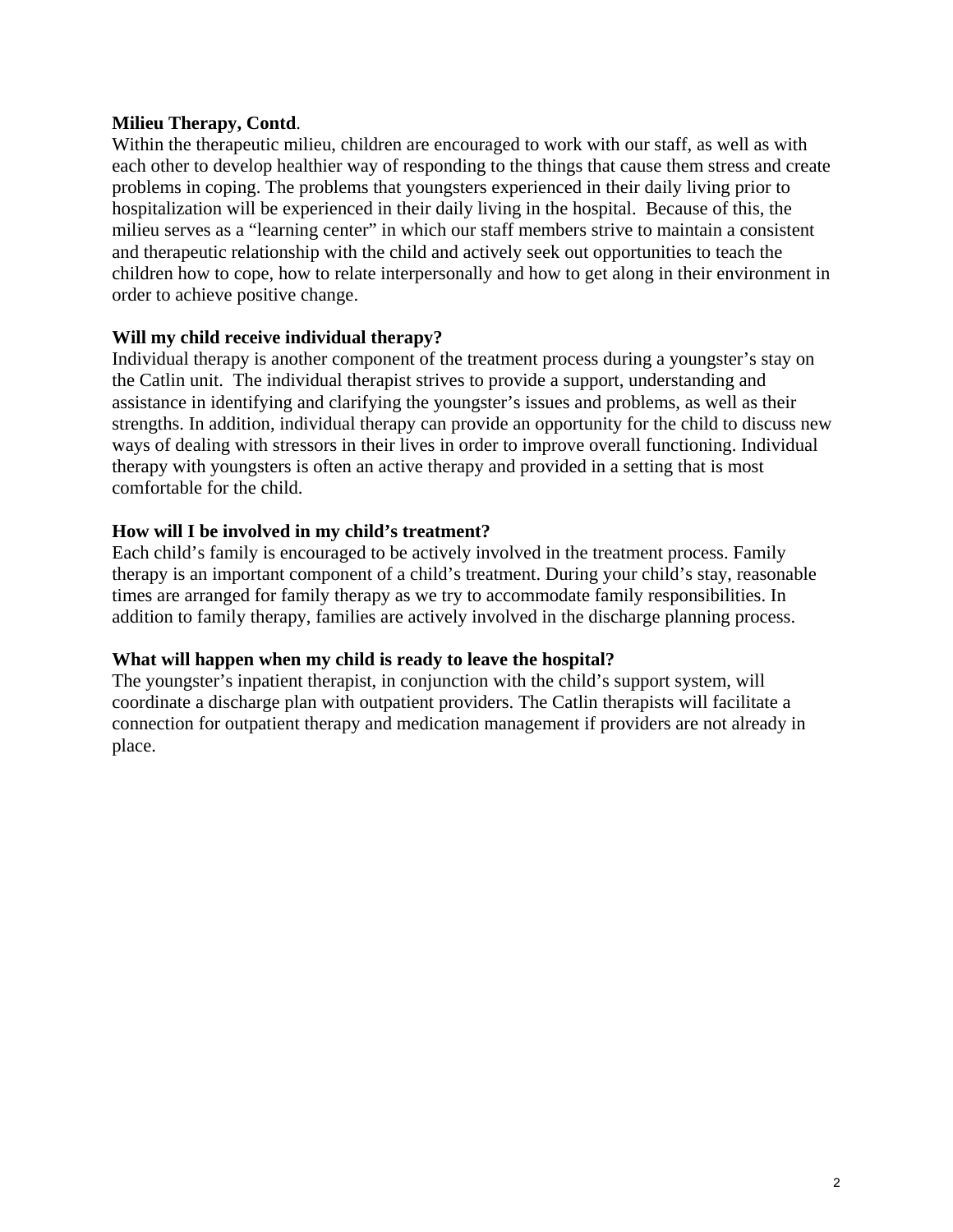**Milieu Therapy, Contd**.

Within the therapeutic milieu, children are encouraged to work with our staff, as well as with each other to develop healthier way of responding to the things that cause them stress and create problems in coping. The problems that youngsters experienced in their daily living prior to hospitalization will be experienced in their daily living in the hospital. Because of this, the milieu serves as a "learning center" in which our staff members strive to maintain a consistent and therapeutic relationship with the child and actively seek out opportunities to teach the children how to cope, how to relate interpersonally and how to get along in their environment in order to achieve positive change.

**Will my child receive individual therapy?**

Individual therapy is another component of the treatment process during a youngster's stay on the Catlin unit. The individual therapist strives to provide a support, understanding and assistance in identifying and clarifying the youngster's issues and problems, as well as their strengths. In addition, individual therapy can provide an opportunity for the child to discuss new ways of dealing with stressors in their lives in order to improve overall functioning. Individual therapy with youngsters is often an active therapy and provided in a setting that is most comfortable for the child.

**How will I be involved in my child's treatment?**

Each child's family is encouraged to be actively involved in the treatment process. Family therapy is an important component of a child's treatment. During your child's stay, reasonable times are arranged for family therapy as we try to accommodate family responsibilities. In addition to family therapy, families are actively involved in the discharge planning process.

**What will happen when my child is ready to leave the hospital?**

The youngster's inpatient therapist, in conjunction with the child's support system, will coordinate a discharge plan with outpatient providers. The Catlin therapists will facilitate a connection for outpatient therapy and medication management if providers are not already in place.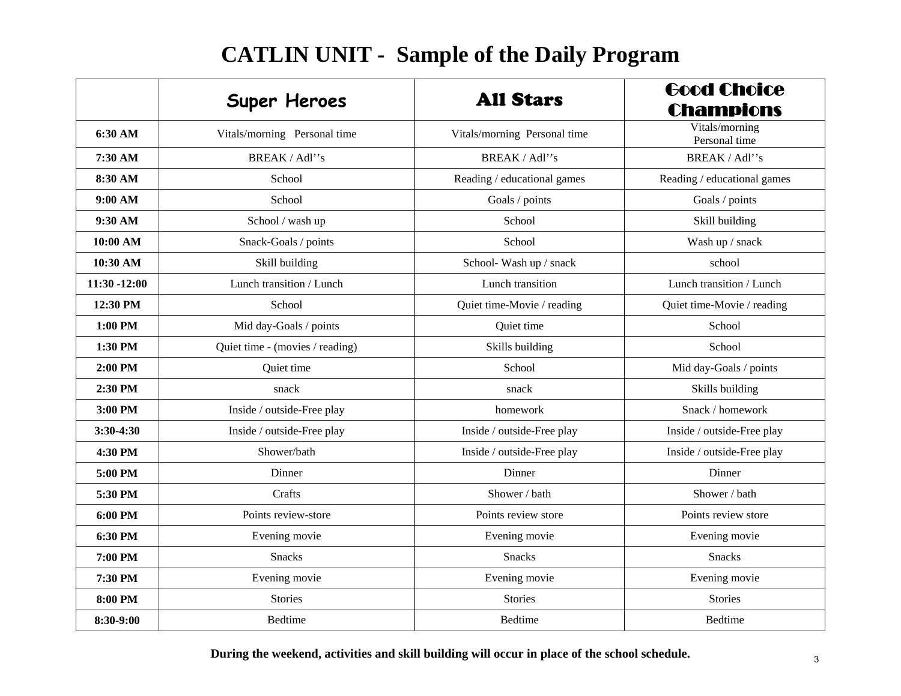# CATLIN UNIT - Sample of the Daily Program

| | Super Heroes | All Stars | Good Choice Champions |
|---|---|---|---|
| **6:30 AM** | Vitals/morning Personal time | Vitals/morning Personal time | Vitals/morning Personal time |
| **7:30 AM** | BREAK / Adl''s | BREAK / Adl''s | BREAK / Adl''s |
| **8:30 AM** | School | Reading / educational games | Reading / educational games |
| **9:00 AM** | School | Goals / points | Goals / points |
| **9:30 AM** | School / wash up | School | Skill building |
| **10:00 AM** | Snack-Goals / points | School | Wash up / snack |
| **10:30 AM** | Skill building | School- Wash up / snack | school |
| **11:30 -12:00** | Lunch transition / Lunch | Lunch transition | Lunch transition / Lunch |
| **12:30 PM** | School | Quiet time-Movie / reading | Quiet time-Movie / reading |
| **1:00 PM** | Mid day-Goals / points | Quiet time | School |
| **1:30 PM** | Quiet time - (movies / reading) | Skills building | School |
| **2:00 PM** | Quiet time | School | Mid day-Goals / points |
| **2:30 PM** | snack | snack | Skills building |
| **3:00 PM** | Inside / outside-Free play | homework | Snack / homework |
| **3:30-4:30** | Inside / outside-Free play | Inside / outside-Free play | Inside / outside-Free play |
| **4:30 PM** | Shower/bath | Inside / outside-Free play | Inside / outside-Free play |
| **5:00 PM** | Dinner | Dinner | Dinner |
| **5:30 PM** | Crafts | Shower / bath | Shower / bath |
| **6:00 PM** | Points review-store | Points review store | Points review store |
| **6:30 PM** | Evening movie | Evening movie | Evening movie |
| **7:00 PM** | Snacks | Snacks | Snacks |
| **7:30 PM** | Evening movie | Evening movie | Evening movie |
| **8:00 PM** | Stories | Stories | Stories |
| **8:30-9:00** | Bedtime | Bedtime | Bedtime |

**During the weekend, activities and skill building will occur in place of the school schedule.**